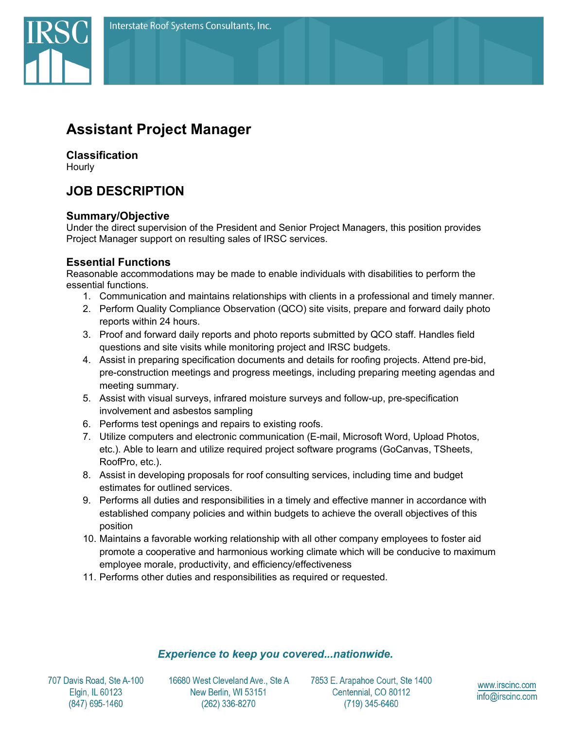Interstate Roof Systems Consultants, Inc.

# Assistant Project Manager

### Classification
Hourly

## JOB DESCRIPTION

### Summary/Objective
Under the direct supervision of the President and Senior Project Managers, this position provides Project Manager support on resulting sales of IRSC services.

### Essential Functions
Reasonable accommodations may be made to enable individuals with disabilities to perform the essential functions.

1. Communication and maintains relationships with clients in a professional and timely manner.
2. Perform Quality Compliance Observation (QCO) site visits, prepare and forward daily photo reports within 24 hours.
3. Proof and forward daily reports and photo reports submitted by QCO staff. Handles field questions and site visits while monitoring project and IRSC budgets.
4. Assist in preparing specification documents and details for roofing projects. Attend pre-bid, pre-construction meetings and progress meetings, including preparing meeting agendas and meeting summary.
5. Assist with visual surveys, infrared moisture surveys and follow-up, pre-specification involvement and asbestos sampling
6. Performs test openings and repairs to existing roofs.
7. Utilize computers and electronic communication (E-mail, Microsoft Word, Upload Photos, etc.). Able to learn and utilize required project software programs (GoCanvas, TSheets, RoofPro, etc.).
8. Assist in developing proposals for roof consulting services, including time and budget estimates for outlined services.
9. Performs all duties and responsibilities in a timely and effective manner in accordance with established company policies and within budgets to achieve the overall objectives of this position
10. Maintains a favorable working relationship with all other company employees to foster aid promote a cooperative and harmonious working climate which will be conducive to maximum employee morale, productivity, and efficiency/effectiveness
11. Performs other duties and responsibilities as required or requested.

*Experience to keep you covered...nationwide.*

707 Davis Road, Ste A-100
Elgin, IL 60123
(847) 695-1460

16680 West Cleveland Ave., Ste A
New Berlin, WI 53151
(262) 336-8270

7853 E. Arapahoe Court, Ste 1400
Centennial, CO 80112
(719) 345-6460

www.irscinc.com
info@irscinc.com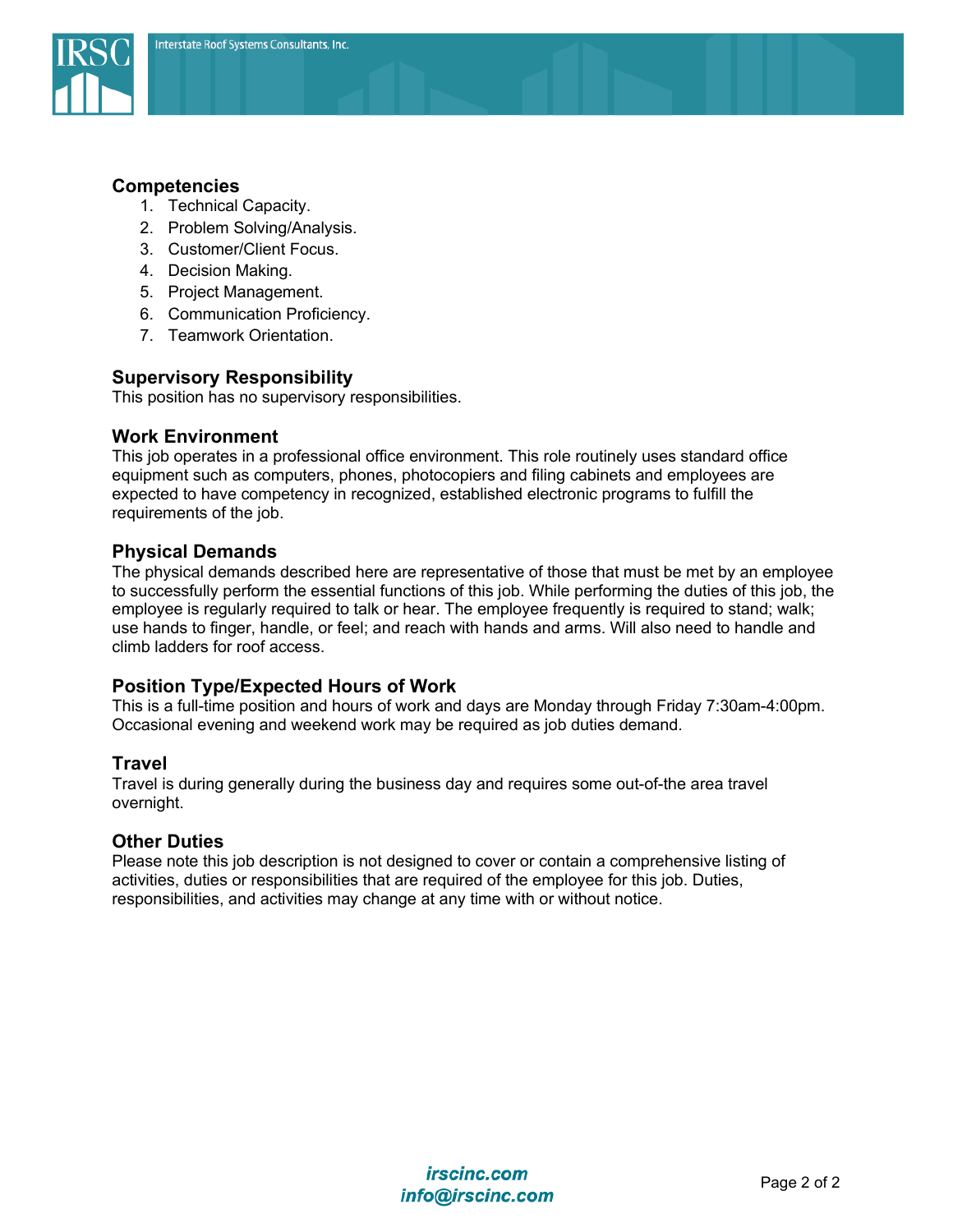## Competencies

1. Technical Capacity.
2. Problem Solving/Analysis.
3. Customer/Client Focus.
4. Decision Making.
5. Project Management.
6. Communication Proficiency.
7. Teamwork Orientation.

## Supervisory Responsibility

This position has no supervisory responsibilities.

## Work Environment

This job operates in a professional office environment. This role routinely uses standard office equipment such as computers, phones, photocopiers and filing cabinets and employees are expected to have competency in recognized, established electronic programs to fulfill the requirements of the job.

## Physical Demands

The physical demands described here are representative of those that must be met by an employee to successfully perform the essential functions of this job. While performing the duties of this job, the employee is regularly required to talk or hear. The employee frequently is required to stand; walk; use hands to finger, handle, or feel; and reach with hands and arms. Will also need to handle and climb ladders for roof access.

## Position Type/Expected Hours of Work

This is a full-time position and hours of work and days are Monday through Friday 7:30am-4:00pm. Occasional evening and weekend work may be required as job duties demand.

## Travel

Travel is during generally during the business day and requires some out-of-the area travel overnight.

## Other Duties

Please note this job description is not designed to cover or contain a comprehensive listing of activities, duties or responsibilities that are required of the employee for this job. Duties, responsibilities, and activities may change at any time with or without notice.